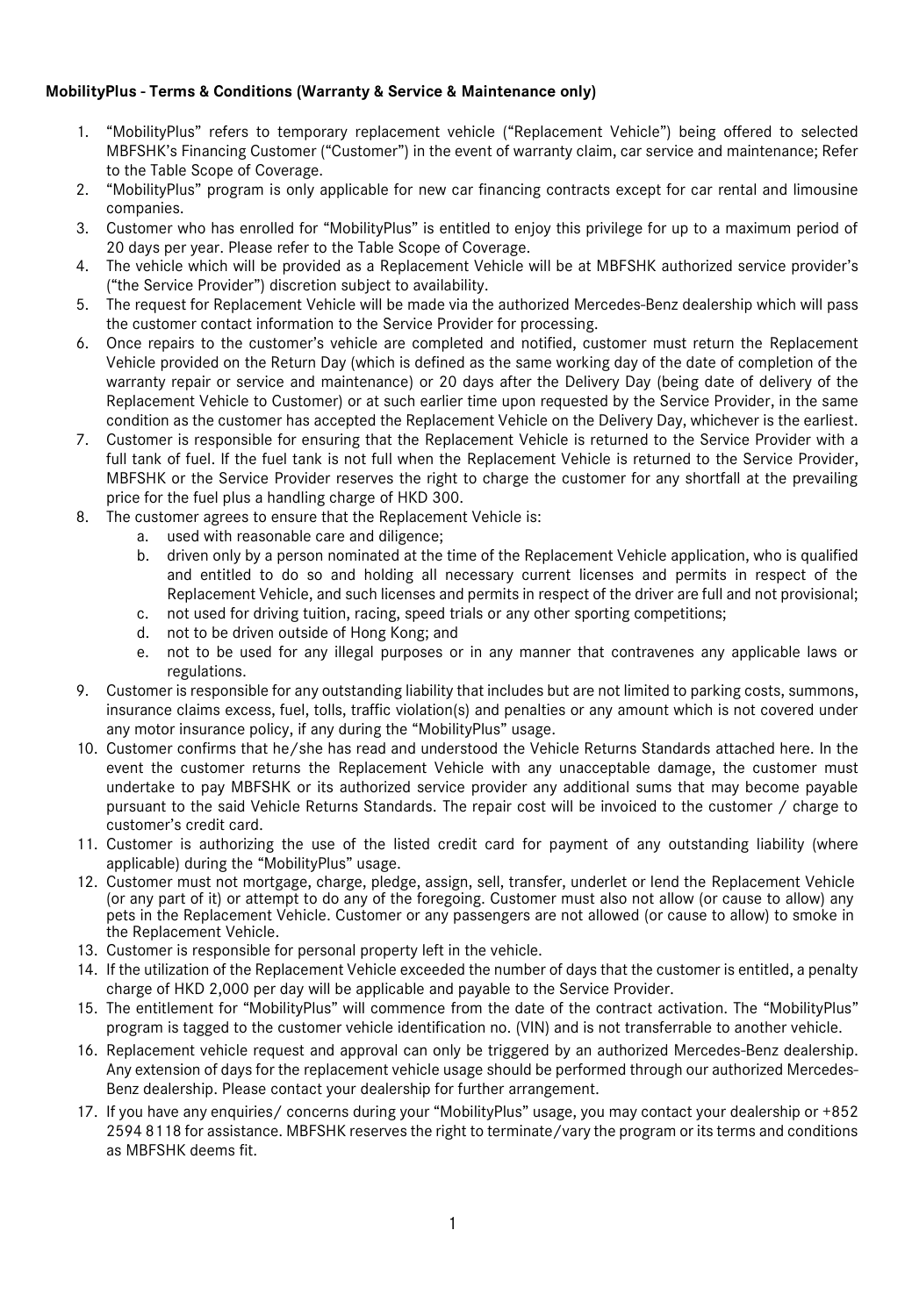**MobilityPlus - Terms & Conditions (Warranty & Service & Maintenance only)**

1. "MobilityPlus" refers to temporary replacement vehicle ("Replacement Vehicle") being offered to selected MBFSHK's Financing Customer ("Customer") in the event of warranty claim, car service and maintenance; Refer to the Table Scope of Coverage.
2. "MobilityPlus" program is only applicable for new car financing contracts except for car rental and limousine companies.
3. Customer who has enrolled for "MobilityPlus" is entitled to enjoy this privilege for up to a maximum period of 20 days per year. Please refer to the Table Scope of Coverage.
4. The vehicle which will be provided as a Replacement Vehicle will be at MBFSHK authorized service provider's ("the Service Provider") discretion subject to availability.
5. The request for Replacement Vehicle will be made via the authorized Mercedes-Benz dealership which will pass the customer contact information to the Service Provider for processing.
6. Once repairs to the customer's vehicle are completed and notified, customer must return the Replacement Vehicle provided on the Return Day (which is defined as the same working day of the date of completion of the warranty repair or service and maintenance) or 20 days after the Delivery Day (being date of delivery of the Replacement Vehicle to Customer) or at such earlier time upon requested by the Service Provider, in the same condition as the customer has accepted the Replacement Vehicle on the Delivery Day, whichever is the earliest.
7. Customer is responsible for ensuring that the Replacement Vehicle is returned to the Service Provider with a full tank of fuel. If the fuel tank is not full when the Replacement Vehicle is returned to the Service Provider, MBFSHK or the Service Provider reserves the right to charge the customer for any shortfall at the prevailing price for the fuel plus a handling charge of HKD 300.
8. The customer agrees to ensure that the Replacement Vehicle is:
   a. used with reasonable care and diligence;
   b. driven only by a person nominated at the time of the Replacement Vehicle application, who is qualified and entitled to do so and holding all necessary current licenses and permits in respect of the Replacement Vehicle, and such licenses and permits in respect of the driver are full and not provisional;
   c. not used for driving tuition, racing, speed trials or any other sporting competitions;
   d. not to be driven outside of Hong Kong; and
   e. not to be used for any illegal purposes or in any manner that contravenes any applicable laws or regulations.
9. Customer is responsible for any outstanding liability that includes but are not limited to parking costs, summons, insurance claims excess, fuel, tolls, traffic violation(s) and penalties or any amount which is not covered under any motor insurance policy, if any during the "MobilityPlus" usage.
10. Customer confirms that he/she has read and understood the Vehicle Returns Standards attached here. In the event the customer returns the Replacement Vehicle with any unacceptable damage, the customer must undertake to pay MBFSHK or its authorized service provider any additional sums that may become payable pursuant to the said Vehicle Returns Standards. The repair cost will be invoiced to the customer / charge to customer's credit card.
11. Customer is authorizing the use of the listed credit card for payment of any outstanding liability (where applicable) during the "MobilityPlus" usage.
12. Customer must not mortgage, charge, pledge, assign, sell, transfer, underlet or lend the Replacement Vehicle (or any part of it) or attempt to do any of the foregoing. Customer must also not allow (or cause to allow) any pets in the Replacement Vehicle. Customer or any passengers are not allowed (or cause to allow) to smoke in the Replacement Vehicle.
13. Customer is responsible for personal property left in the vehicle.
14. If the utilization of the Replacement Vehicle exceeded the number of days that the customer is entitled, a penalty charge of HKD 2,000 per day will be applicable and payable to the Service Provider.
15. The entitlement for "MobilityPlus" will commence from the date of the contract activation. The "MobilityPlus" program is tagged to the customer vehicle identification no. (VIN) and is not transferrable to another vehicle.
16. Replacement vehicle request and approval can only be triggered by an authorized Mercedes-Benz dealership. Any extension of days for the replacement vehicle usage should be performed through our authorized Mercedes-Benz dealership. Please contact your dealership for further arrangement.
17. If you have any enquiries/ concerns during your "MobilityPlus" usage, you may contact your dealership or +852 2594 8118 for assistance. MBFSHK reserves the right to terminate/vary the program or its terms and conditions as MBFSHK deems fit.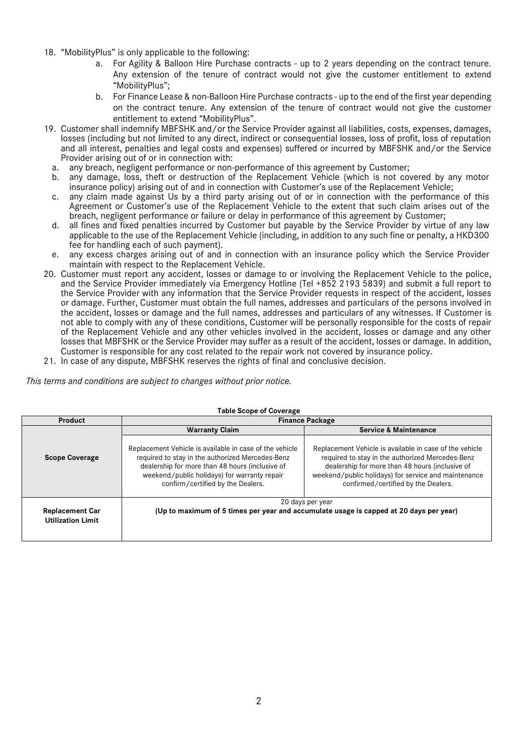18. "MobilityPlus" is only applicable to the following:
    a. For Agility & Balloon Hire Purchase contracts - up to 2 years depending on the contract tenure. Any extension of the tenure of contract would not give the customer entitlement to extend "MobilityPlus";
    b. For Finance Lease & non-Balloon Hire Purchase contracts - up to the end of the first year depending on the contract tenure. Any extension of the tenure of contract would not give the customer entitlement to extend "MobilityPlus".
19. Customer shall indemnify MBFSHK and/or the Service Provider against all liabilities, costs, expenses, damages, losses (including but not limited to any direct, indirect or consequential losses, loss of profit, loss of reputation and all interest, penalties and legal costs and expenses) suffered or incurred by MBFSHK and/or the Service Provider arising out of or in connection with:
    a. any breach, negligent performance or non-performance of this agreement by Customer;
    b. any damage, loss, theft or destruction of the Replacement Vehicle (which is not covered by any motor insurance policy) arising out of and in connection with Customer's use of the Replacement Vehicle;
    c. any claim made against Us by a third party arising out of or in connection with the performance of this Agreement or Customer's use of the Replacement Vehicle to the extent that such claim arises out of the breach, negligent performance or failure or delay in performance of this agreement by Customer;
    d. all fines and fixed penalties incurred by Customer but payable by the Service Provider by virtue of any law applicable to the use of the Replacement Vehicle (including, in addition to any such fine or penalty, a HKD300 fee for handling each of such payment).
    e. any excess charges arising out of and in connection with an insurance policy which the Service Provider maintain with respect to the Replacement Vehicle.
20. Customer must report any accident, losses or damage to or involving the Replacement Vehicle to the police, and the Service Provider immediately via Emergency Hotline (Tel +852 2193 5839) and submit a full report to the Service Provider with any information that the Service Provider requests in respect of the accident, losses or damage. Further, Customer must obtain the full names, addresses and particulars of the persons involved in the accident, losses or damage and the full names, addresses and particulars of any witnesses. If Customer is not able to comply with any of these conditions, Customer will be personally responsible for the costs of repair of the Replacement Vehicle and any other vehicles involved in the accident, losses or damage and any other losses that MBFSHK or the Service Provider may suffer as a result of the accident, losses or damage. In addition, Customer is responsible for any cost related to the repair work not covered by insurance policy.
21. In case of any dispute, MBFSHK reserves the rights of final and conclusive decision.

*This terms and conditions are subject to changes without prior notice.*

**Table Scope of Coverage**

| **Product** | **Finance Package** | |
|---|---|---|
| | **Warranty Claim** | **Service & Maintenance** |
| **Scope Coverage** | Replacement Vehicle is available in case of the vehicle required to stay in the authorized Mercedes-Benz dealership for more than 48 hours (inclusive of weekend/public holidays) for warranty repair confirm/certified by the Dealers. | Replacement Vehicle is available in case of the vehicle required to stay in the authorized Mercedes-Benz dealership for more than 48 hours (inclusive of weekend/public holidays) for service and maintenance confirmed/certified by the Dealers. |
| **Replacement Car Utilization Limit** | 20 days per year **(Up to maximum of 5 times per year and accumulate usage is capped at 20 days per year)** | |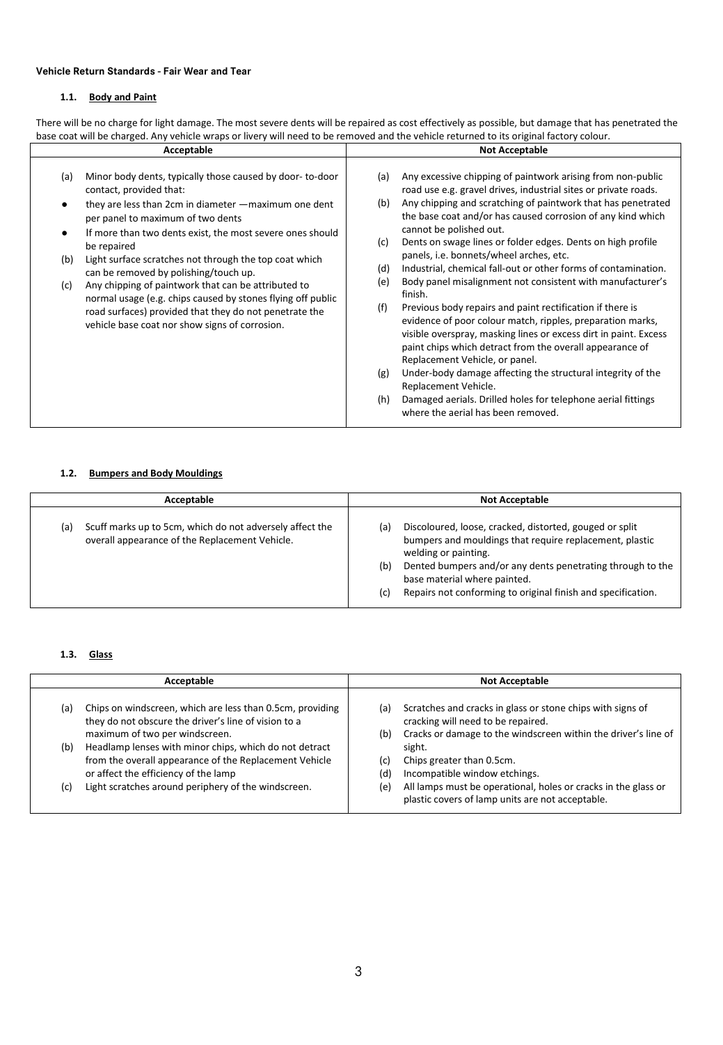**Vehicle Return Standards - Fair Wear and Tear**

### 1.1. Body and Paint

There will be no charge for light damage. The most severe dents will be repaired as cost effectively as possible, but damage that has penetrated the base coat will be charged. Any vehicle wraps or livery will need to be removed and the vehicle returned to its original factory colour.

| Acceptable | Not Acceptable |
| --- | --- |
| (a) Minor body dents, typically those caused by door- to-door contact, provided that:<br>● they are less than 2cm in diameter —maximum one dent per panel to maximum of two dents<br>● If more than two dents exist, the most severe ones should be repaired<br>(b) Light surface scratches not through the top coat which can be removed by polishing/touch up.<br>(c) Any chipping of paintwork that can be attributed to normal usage (e.g. chips caused by stones flying off public road surfaces) provided that they do not penetrate the vehicle base coat nor show signs of corrosion. | (a) Any excessive chipping of paintwork arising from non-public road use e.g. gravel drives, industrial sites or private roads.<br>(b) Any chipping and scratching of paintwork that has penetrated the base coat and/or has caused corrosion of any kind which cannot be polished out.<br>(c) Dents on swage lines or folder edges. Dents on high profile panels, i.e. bonnets/wheel arches, etc.<br>(d) Industrial, chemical fall-out or other forms of contamination.<br>(e) Body panel misalignment not consistent with manufacturer's finish.<br>(f) Previous body repairs and paint rectification if there is evidence of poor colour match, ripples, preparation marks, visible overspray, masking lines or excess dirt in paint. Excess paint chips which detract from the overall appearance of Replacement Vehicle, or panel.<br>(g) Under-body damage affecting the structural integrity of the Replacement Vehicle.<br>(h) Damaged aerials. Drilled holes for telephone aerial fittings where the aerial has been removed. |

### 1.2. Bumpers and Body Mouldings

| Acceptable | Not Acceptable |
| --- | --- |
| (a) Scuff marks up to 5cm, which do not adversely affect the overall appearance of the Replacement Vehicle. | (a) Discoloured, loose, cracked, distorted, gouged or split bumpers and mouldings that require replacement, plastic welding or painting.<br>(b) Dented bumpers and/or any dents penetrating through to the base material where painted.<br>(c) Repairs not conforming to original finish and specification. |

### 1.3. Glass

| Acceptable | Not Acceptable |
| --- | --- |
| (a) Chips on windscreen, which are less than 0.5cm, providing they do not obscure the driver's line of vision to a maximum of two per windscreen.<br>(b) Headlamp lenses with minor chips, which do not detract from the overall appearance of the Replacement Vehicle or affect the efficiency of the lamp<br>(c) Light scratches around periphery of the windscreen. | (a) Scratches and cracks in glass or stone chips with signs of cracking will need to be repaired.<br>(b) Cracks or damage to the windscreen within the driver's line of sight.<br>(c) Chips greater than 0.5cm.<br>(d) Incompatible window etchings.<br>(e) All lamps must be operational, holes or cracks in the glass or plastic covers of lamp units are not acceptable. |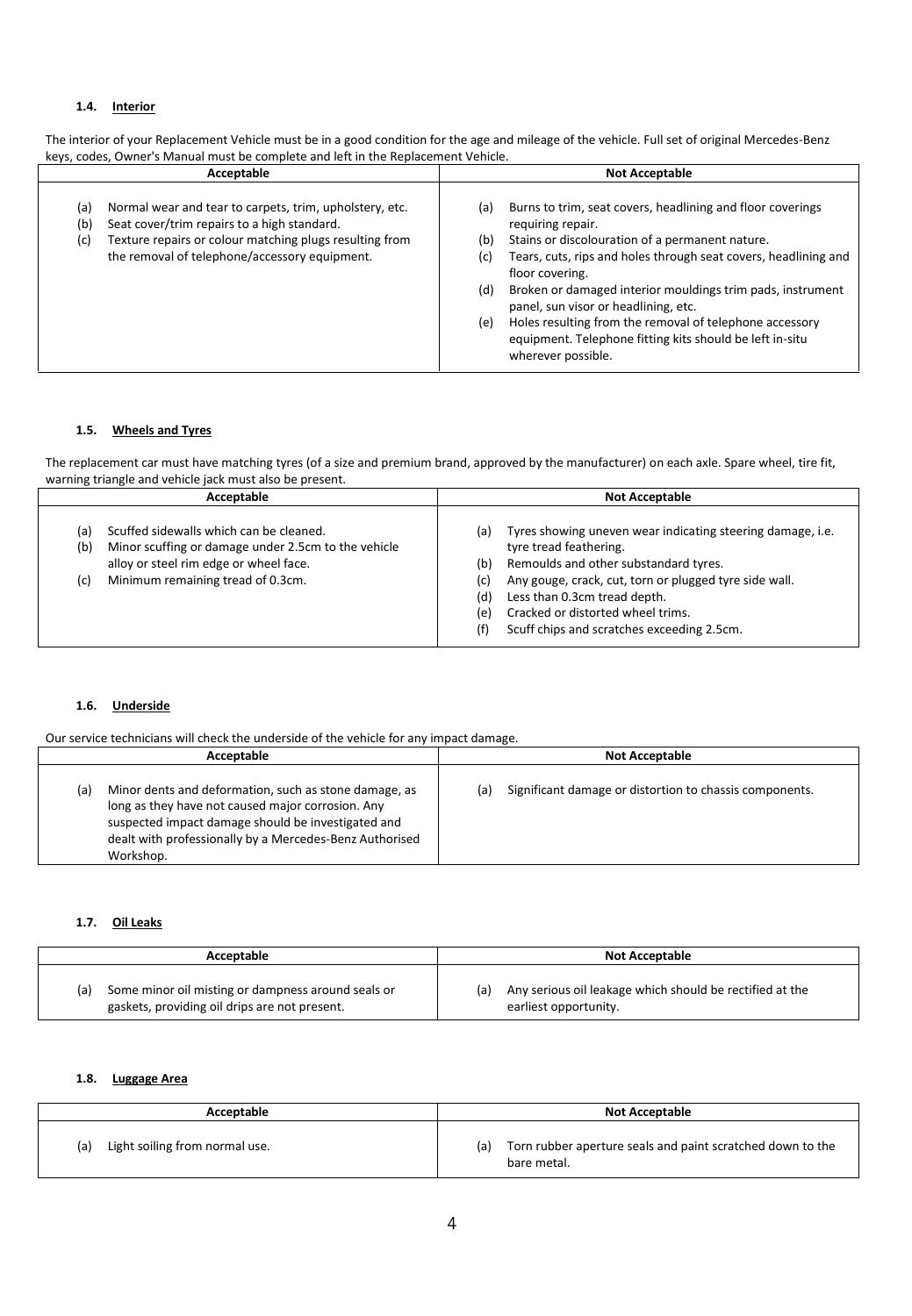### 1.4. Interior

The interior of your Replacement Vehicle must be in a good condition for the age and mileage of the vehicle. Full set of original Mercedes-Benz keys, codes, Owner's Manual must be complete and left in the Replacement Vehicle.

| Acceptable | Not Acceptable |
|---|---|
| (a) Normal wear and tear to carpets, trim, upholstery, etc.<br>(b) Seat cover/trim repairs to a high standard.<br>(c) Texture repairs or colour matching plugs resulting from the removal of telephone/accessory equipment. | (a) Burns to trim, seat covers, headlining and floor coverings requiring repair.<br>(b) Stains or discolouration of a permanent nature.<br>(c) Tears, cuts, rips and holes through seat covers, headlining and floor covering.<br>(d) Broken or damaged interior mouldings trim pads, instrument panel, sun visor or headlining, etc.<br>(e) Holes resulting from the removal of telephone accessory equipment. Telephone fitting kits should be left in-situ wherever possible. |

### 1.5. Wheels and Tyres

The replacement car must have matching tyres (of a size and premium brand, approved by the manufacturer) on each axle. Spare wheel, tire fit, warning triangle and vehicle jack must also be present.

| Acceptable | Not Acceptable |
|---|---|
| (a) Scuffed sidewalls which can be cleaned.<br>(b) Minor scuffing or damage under 2.5cm to the vehicle alloy or steel rim edge or wheel face.<br>(c) Minimum remaining tread of 0.3cm. | (a) Tyres showing uneven wear indicating steering damage, i.e. tyre tread feathering.<br>(b) Remoulds and other substandard tyres.<br>(c) Any gouge, crack, cut, torn or plugged tyre side wall.<br>(d) Less than 0.3cm tread depth.<br>(e) Cracked or distorted wheel trims.<br>(f) Scuff chips and scratches exceeding 2.5cm. |

### 1.6. Underside

Our service technicians will check the underside of the vehicle for any impact damage.

| Acceptable | Not Acceptable |
|---|---|
| (a) Minor dents and deformation, such as stone damage, as long as they have not caused major corrosion. Any suspected impact damage should be investigated and dealt with professionally by a Mercedes-Benz Authorised Workshop. | (a) Significant damage or distortion to chassis components. |

### 1.7. Oil Leaks

| Acceptable | Not Acceptable |
|---|---|
| (a) Some minor oil misting or dampness around seals or gaskets, providing oil drips are not present. | (a) Any serious oil leakage which should be rectified at the earliest opportunity. |

### 1.8. Luggage Area

| Acceptable | Not Acceptable |
|---|---|
| (a) Light soiling from normal use. | (a) Torn rubber aperture seals and paint scratched down to the bare metal. |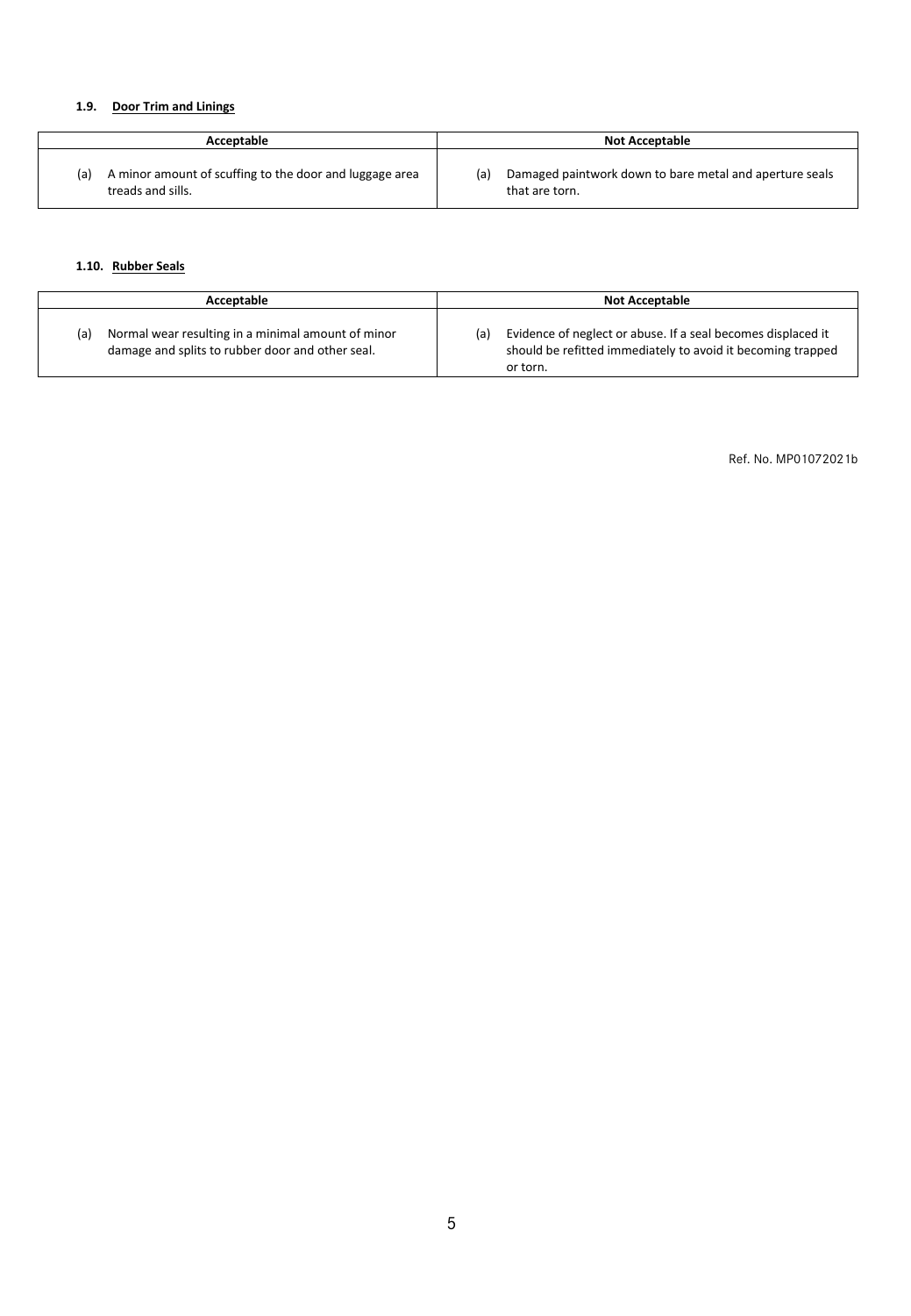### 1.9. Door Trim and Linings

| Acceptable | Not Acceptable |
| --- | --- |
| (a) A minor amount of scuffing to the door and luggage area treads and sills. | (a) Damaged paintwork down to bare metal and aperture seals that are torn. |

### 1.10. Rubber Seals

| Acceptable | Not Acceptable |
| --- | --- |
| (a) Normal wear resulting in a minimal amount of minor damage and splits to rubber door and other seal. | (a) Evidence of neglect or abuse. If a seal becomes displaced it should be refitted immediately to avoid it becoming trapped or torn. |

Ref. No. MP01072021b